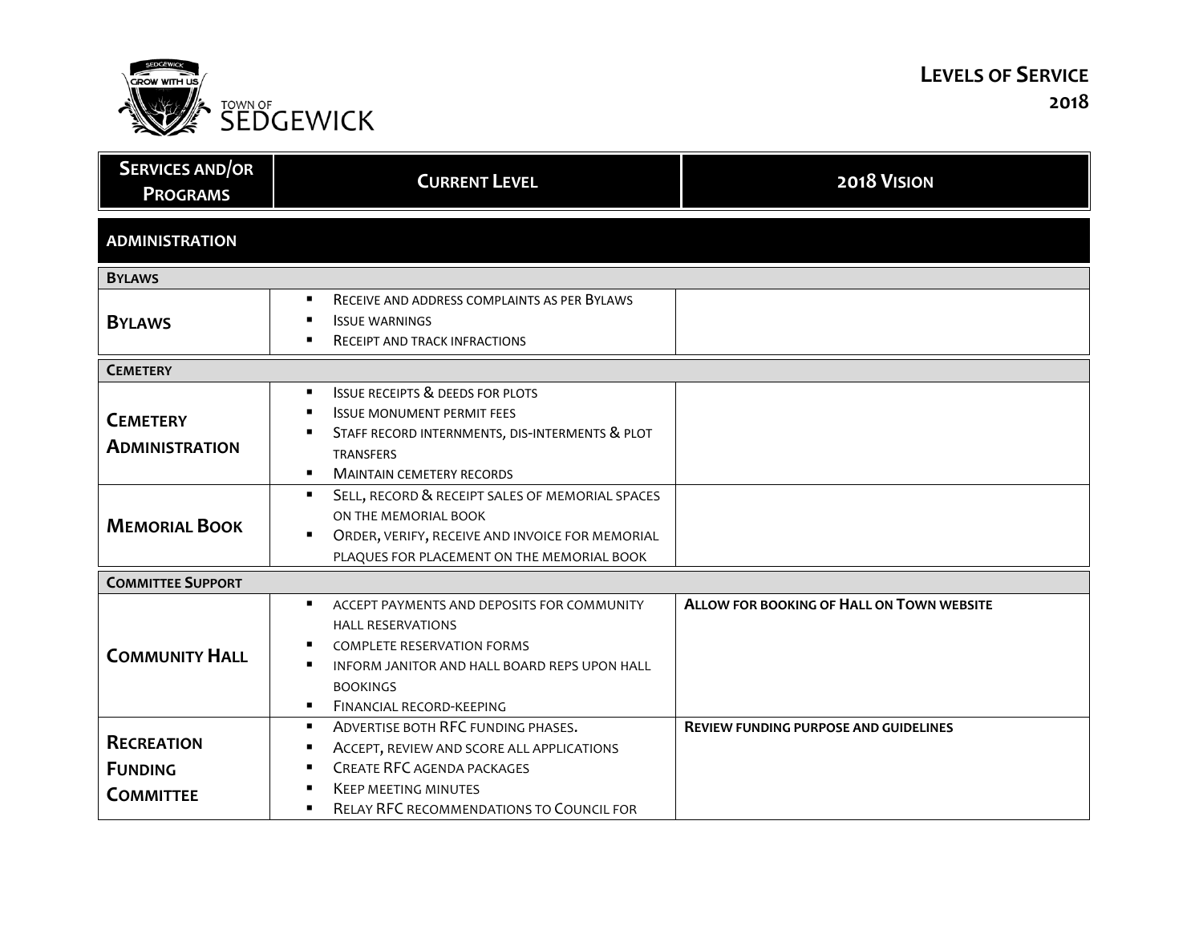# Levels of Service 2018

Town of Sedgewick

| Services and/or Programs | Current Level | 2018 Vision |
|---|---|---|
| **ADMINISTRATION** | | |
| **Bylaws** | | |
| **Bylaws** | ▪ Receive and address complaints as per Bylaws<br>▪ Issue warnings<br>▪ Receipt and track infractions | |
| **Cemetery** | | |
| **Cemetery Administration** | ▪ Issue receipts & deeds for plots<br>▪ Issue monument permit fees<br>▪ Staff record internments, dis-interments & plot transfers<br>▪ Maintain cemetery records | |
| **Memorial Book** | ▪ Sell, record & receipt sales of memorial spaces on the memorial book<br>▪ Order, verify, receive and invoice for memorial plaques for placement on the memorial book | |
| **Committee Support** | | |
| **Community Hall** | ▪ Accept payments and deposits for community hall reservations<br>▪ Complete reservation forms<br>▪ Inform janitor and hall board reps upon hall bookings<br>▪ Financial record-keeping | **Allow for booking of Hall on Town website** |
| **Recreation Funding Committee** | ▪ Advertise both RFC funding phases.<br>▪ Accept, review and score all applications<br>▪ Create RFC agenda packages<br>▪ Keep meeting minutes<br>▪ Relay RFC recommendations to Council for | **Review funding purpose and guidelines** |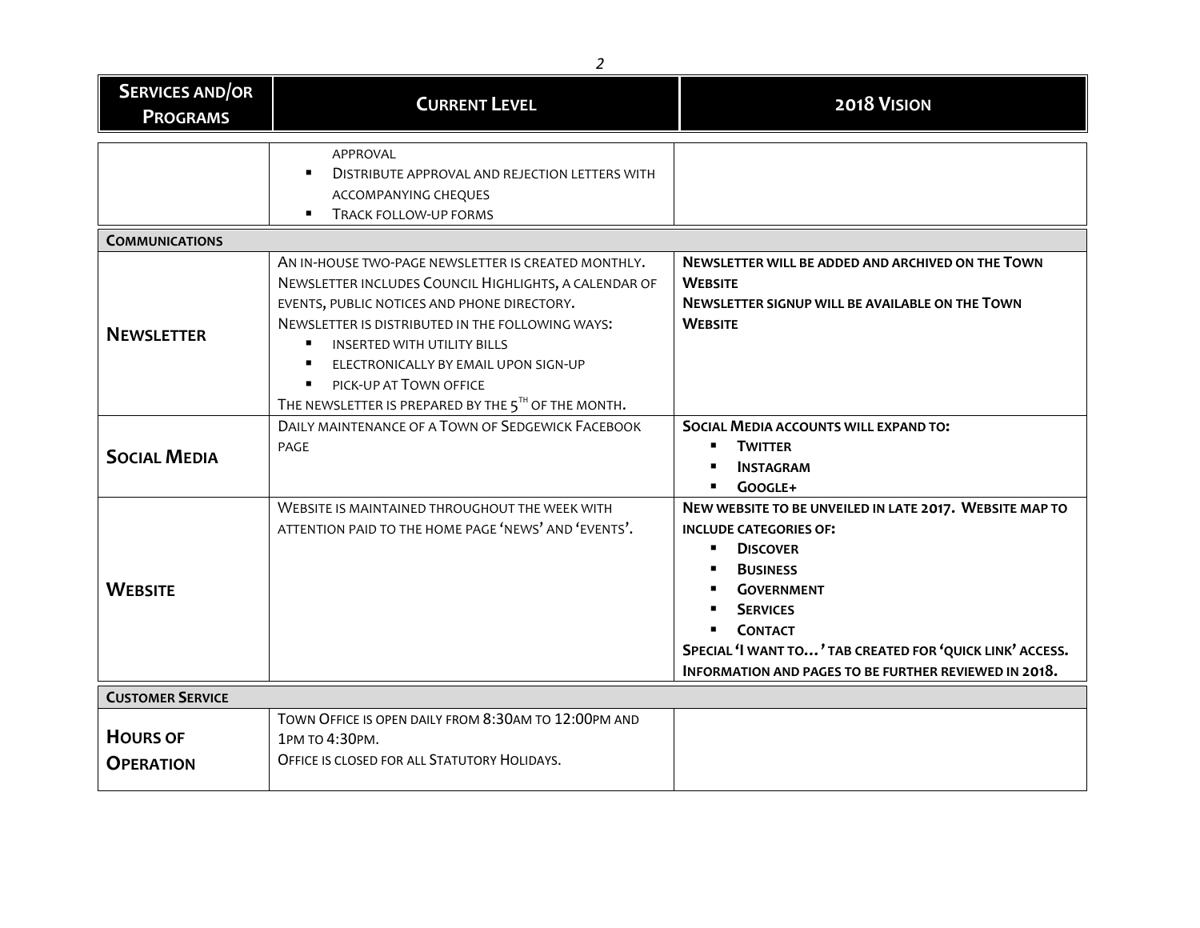| Services and/or Programs | Current Level | 2018 Vision |
|---|---|---|
| | Approval<br>▪ Distribute approval and rejection letters with accompanying cheques<br>▪ Track follow-up forms | |
| **Communications** | | |
| **Newsletter** | An in-house two-page newsletter is created monthly. Newsletter includes Council Highlights, a calendar of events, public notices and phone directory.<br>Newsletter is distributed in the following ways:<br>▪ inserted with utility bills<br>▪ electronically by email upon sign-up<br>▪ pick-up at Town office<br>The newsletter is prepared by the 5th of the month. | **Newsletter will be added and archived on the Town Website**<br>**Newsletter signup will be available on the Town Website** |
| **Social Media** | Daily maintenance of a Town of Sedgewick Facebook page | **Social Media accounts will expand to:**<br>▪ **Twitter**<br>▪ **Instagram**<br>▪ **Google+** |
| **Website** | Website is maintained throughout the week with attention paid to the home page 'news' and 'events'. | **New website to be unveiled in late 2017. Website map to include categories of:**<br>▪ **Discover**<br>▪ **Business**<br>▪ **Government**<br>▪ **Services**<br>▪ **Contact**<br>**Special 'I want to…' tab created for 'quick link' access.**<br>**Information and pages to be further reviewed in 2018.** |
| **Customer Service** | | |
| **Hours of Operation** | Town Office is open daily from 8:30am to 12:00pm and 1pm to 4:30pm.<br>Office is closed for all Statutory Holidays. | |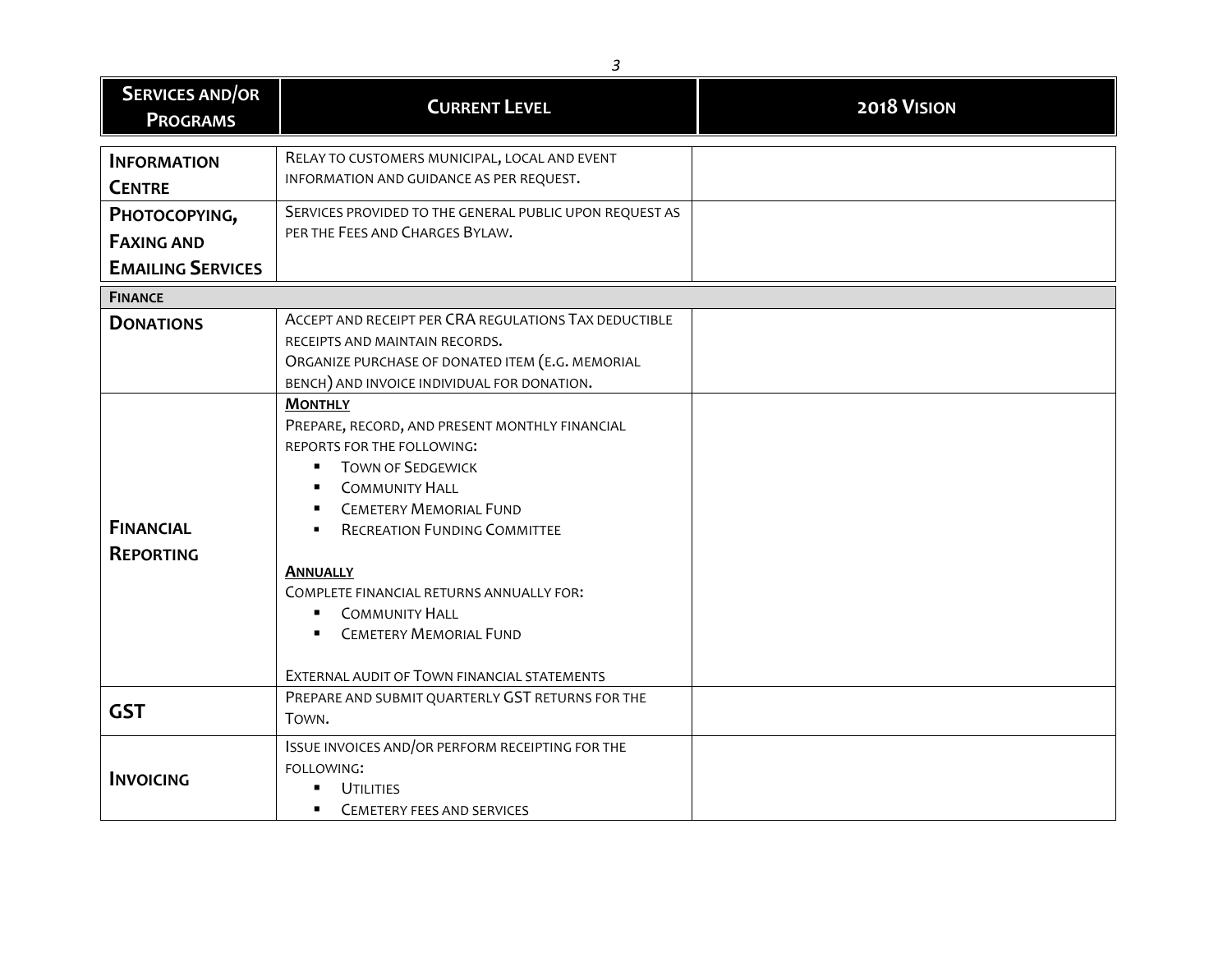| Services and/or Programs | Current Level | 2018 Vision |
|---|---|---|
| **Information Centre** | Relay to customers municipal, local and event information and guidance as per request. | |
| **Photocopying, Faxing and Emailing Services** | Services provided to the general public upon request as per the Fees and Charges Bylaw. | |
| **Finance** | | |
| **Donations** | Accept and receipt per CRA regulations Tax deductible receipts and maintain records.<br>Organize purchase of donated item (e.g. memorial bench) and invoice individual for donation. | |
| **Financial Reporting** | **Monthly**<br>Prepare, record, and present monthly financial reports for the following:<br>▪ Town of Sedgewick<br>▪ Community Hall<br>▪ Cemetery Memorial Fund<br>▪ Recreation Funding Committee<br><br>**Annually**<br>Complete financial returns annually for:<br>▪ Community Hall<br>▪ Cemetery Memorial Fund<br><br>External audit of Town financial statements | |
| **GST** | Prepare and submit quarterly GST returns for the Town. | |
| **Invoicing** | Issue invoices and/or perform receipting for the following:<br>▪ Utilities<br>▪ Cemetery fees and services | |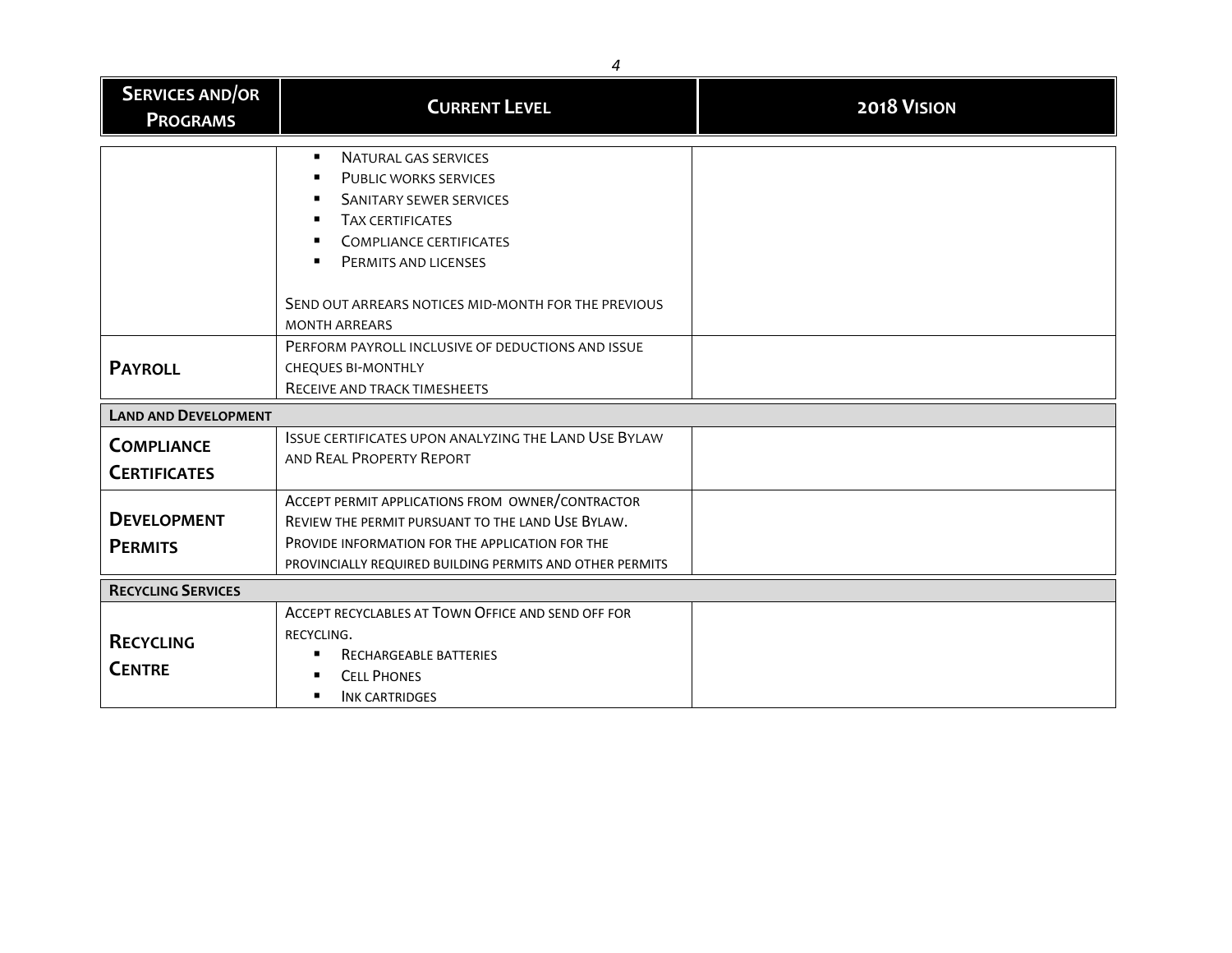| Services and/or Programs | Current Level | 2018 Vision |
|---|---|---|
| | ▪ Natural gas services<br>▪ Public works services<br>▪ Sanitary sewer services<br>▪ Tax certificates<br>▪ Compliance certificates<br>▪ Permits and licenses<br><br>Send out arrears notices mid-month for the previous month arrears | |
| **Payroll** | Perform payroll inclusive of deductions and issue cheques bi-monthly<br>Receive and track timesheets | |
| **Land and Development** | | |
| **Compliance Certificates** | Issue certificates upon analyzing the Land Use Bylaw and Real Property Report | |
| **Development Permits** | Accept permit applications from owner/contractor<br>Review the permit pursuant to the land Use Bylaw.<br>Provide information for the application for the provincially required building permits and other permits | |
| **Recycling Services** | | |
| **Recycling Centre** | Accept recyclables at Town Office and send off for recycling.<br>▪ Rechargeable batteries<br>▪ Cell Phones<br>▪ Ink cartridges | |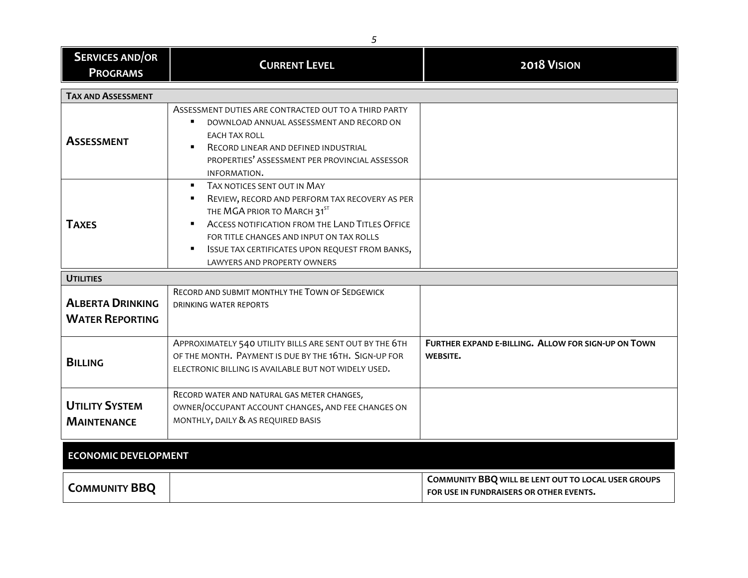| Services and/or Programs | Current Level | 2018 Vision |
|---|---|---|
| **Tax and Assessment** | | |
| **Assessment** | Assessment duties are contracted out to a third party<br>▪ Download annual assessment and record on each tax roll<br>▪ Record linear and defined industrial properties' assessment per provincial assessor information. | |
| **Taxes** | ▪ Tax notices sent out in May<br>▪ Review, record and perform tax recovery as per the MGA prior to March 31st<br>▪ Access notification from the Land Titles Office for title changes and input on tax rolls<br>▪ Issue tax certificates upon request from banks, lawyers and property owners | |
| **Utilities** | | |
| **Alberta Drinking Water Reporting** | Record and submit monthly the Town of Sedgewick drinking water reports | |
| **Billing** | Approximately 540 utility bills are sent out by the 6th of the month. Payment is due by the 16th. Sign-up for electronic billing is available but not widely used. | **Further expand e-billing. Allow for sign-up on Town website.** |
| **Utility System Maintenance** | Record water and natural gas meter changes, owner/occupant account changes, and fee changes on monthly, daily & as required basis | |
| **Economic Development** | | |
| **Community BBQ** | | **Community BBQ will be lent out to local user groups for use in fundraisers or other events.** |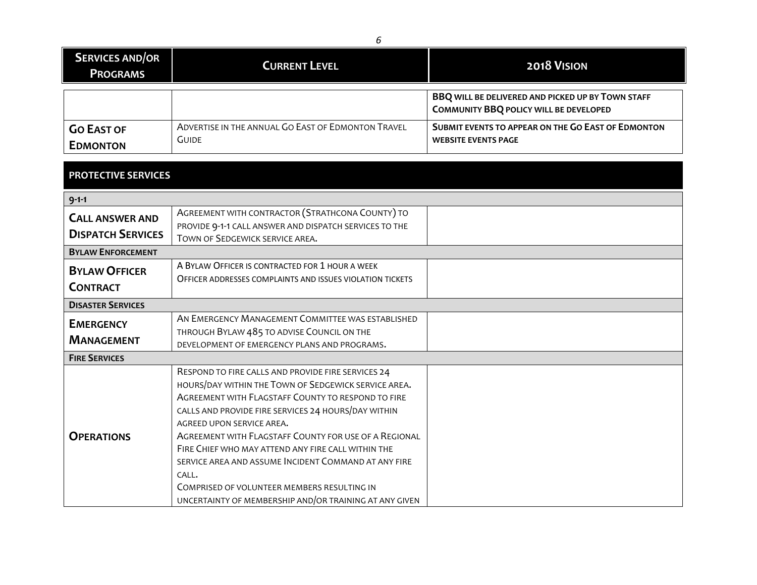| Services and/or Programs | Current Level | 2018 Vision |
|---|---|---|
| | | **BBQ will be delivered and picked up by Town staff**<br>**Community BBQ policy will be developed** |
| **Go East of Edmonton** | Advertise in the annual Go East of Edmonton Travel Guide | **Submit events to appear on the Go East of Edmonton website events page** |

## PROTECTIVE SERVICES

| Services and/or Programs | Current Level | 2018 Vision |
|---|---|---|
| **9-1-1** | | |
| **Call answer and Dispatch Services** | Agreement with contractor (Strathcona County) to provide 9-1-1 call answer and dispatch services to the Town of Sedgewick service area. | |
| **Bylaw Enforcement** | | |
| **Bylaw Officer Contract** | A Bylaw Officer is contracted for 1 hour a week<br>Officer addresses complaints and issues violation tickets | |
| **Disaster Services** | | |
| **Emergency Management** | An Emergency Management Committee was established through Bylaw 485 to advise Council on the development of emergency plans and programs. | |
| **Fire Services** | | |
| **Operations** | Respond to fire calls and provide fire services 24 hours/day within the Town of Sedgewick service area.<br>Agreement with Flagstaff County to respond to fire calls and provide fire services 24 hours/day within agreed upon service area.<br>Agreement with Flagstaff County for use of a Regional Fire Chief who may attend any fire call within the service area and assume Incident Command at any fire call.<br>Comprised of volunteer members resulting in uncertainty of membership and/or training at any given | |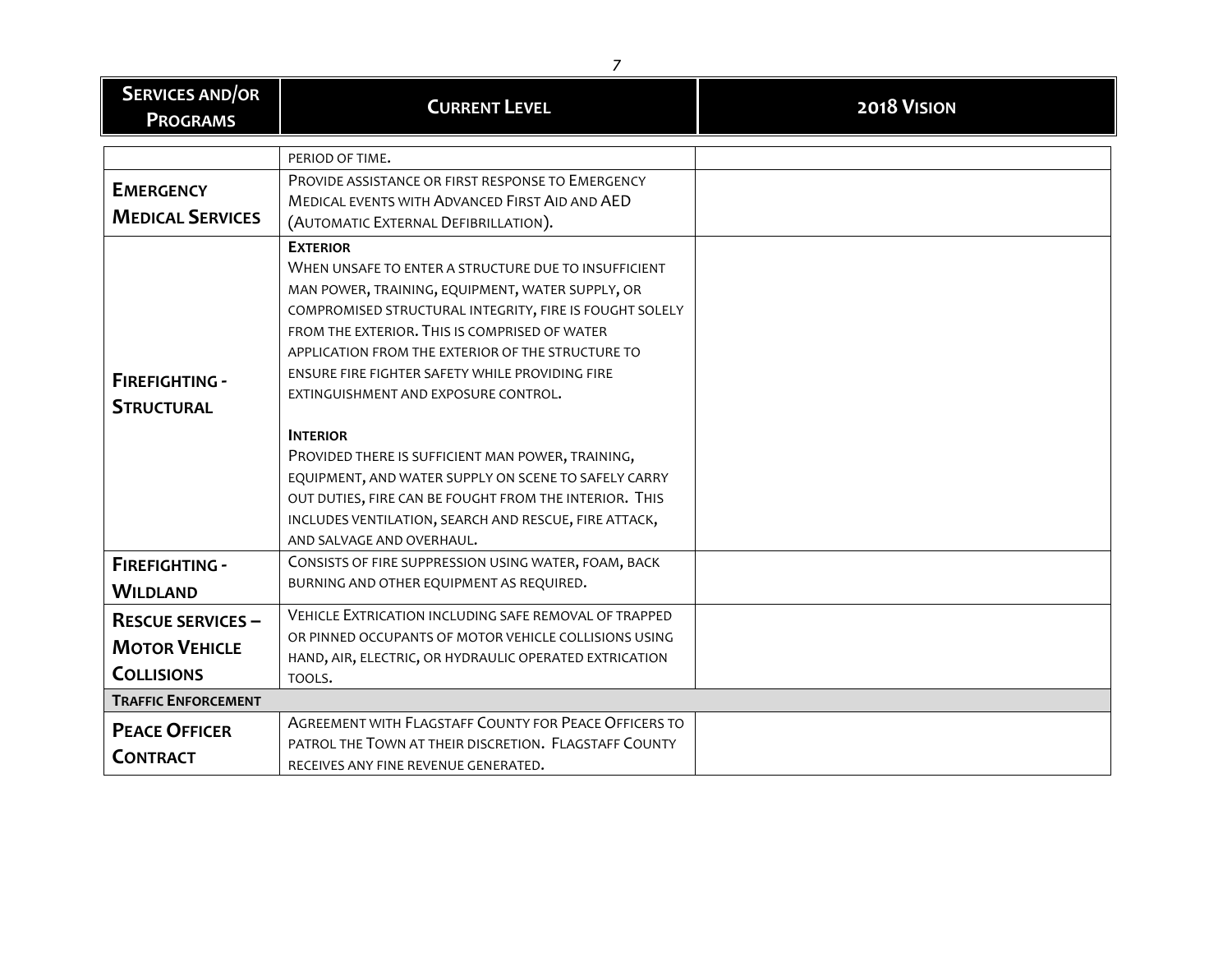| Services and/or Programs | Current Level | 2018 Vision |
|---|---|---|
| | period of time. | |
| **Emergency Medical Services** | Provide assistance or first response to Emergency Medical events with Advanced First Aid and AED (Automatic External Defibrillation). | |
| **Firefighting - Structural** | **Exterior**<br>When unsafe to enter a structure due to insufficient man power, training, equipment, water supply, or compromised structural integrity, fire is fought solely from the exterior. This is comprised of water application from the exterior of the structure to ensure fire fighter safety while providing fire extinguishment and exposure control.<br><br>**Interior**<br>Provided there is sufficient man power, training, equipment, and water supply on scene to safely carry out duties, fire can be fought from the interior. This includes ventilation, search and rescue, fire attack, and salvage and overhaul. | |
| **Firefighting - Wildland** | Consists of fire suppression using water, foam, back burning and other equipment as required. | |
| **Rescue services – Motor Vehicle Collisions** | Vehicle Extrication including safe removal of trapped or pinned occupants of motor vehicle collisions using hand, air, electric, or hydraulic operated extrication tools. | |
| **Traffic Enforcement** | | |
| **Peace Officer Contract** | Agreement with Flagstaff County for Peace Officers to patrol the Town at their discretion. Flagstaff County receives any fine revenue generated. | |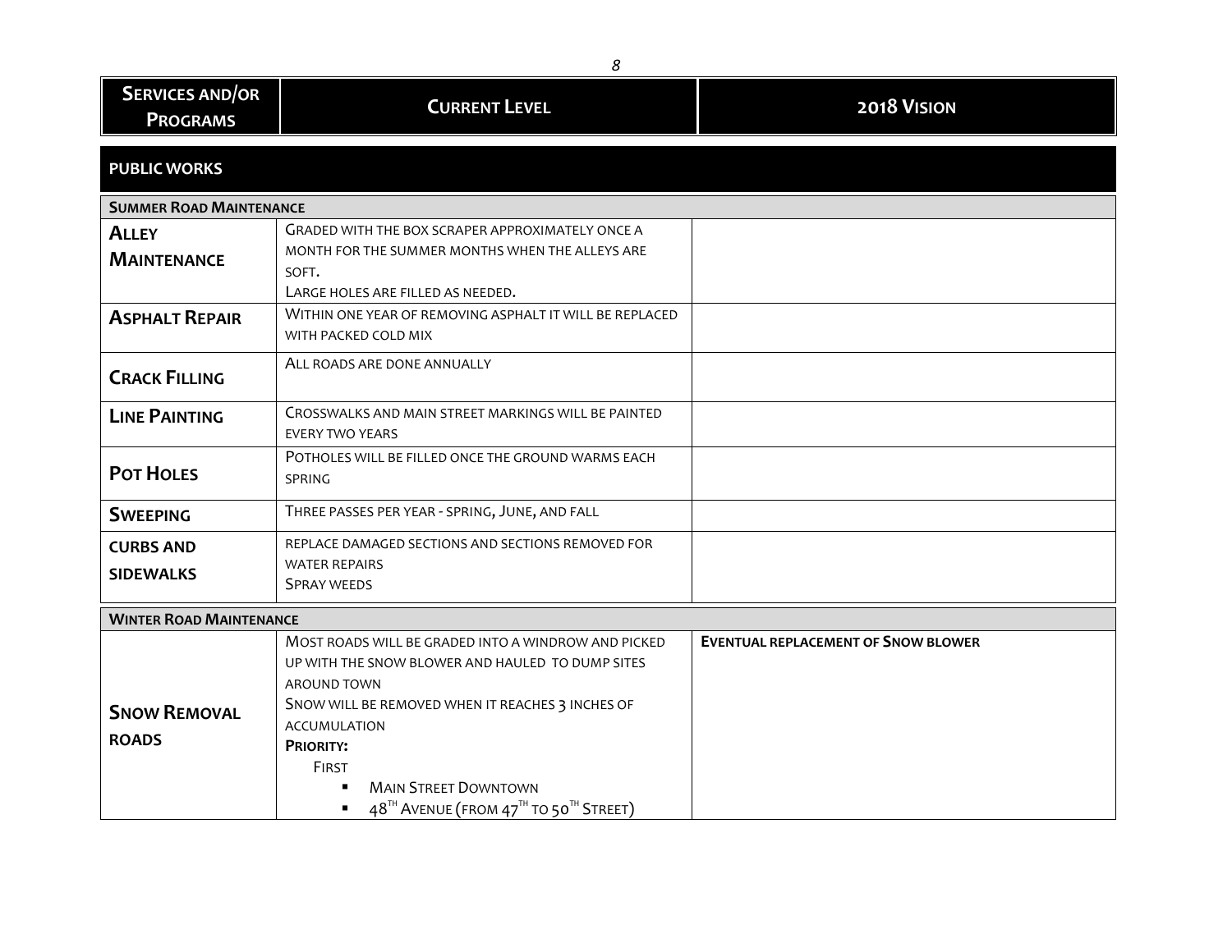| Services and/or Programs | Current Level | 2018 Vision |
| --- | --- | --- |
| **PUBLIC WORKS** | | |
| **Summer Road Maintenance** | | |
| **Alley Maintenance** | Graded with the box scraper approximately once a month for the summer months when the alleys are soft.<br>Large holes are filled as needed. | |
| **Asphalt Repair** | Within one year of removing asphalt it will be replaced with packed cold mix | |
| **Crack Filling** | All roads are done annually | |
| **Line Painting** | Crosswalks and main street markings will be painted every two years | |
| **Pot Holes** | Potholes will be filled once the ground warms each spring | |
| **Sweeping** | Three passes per year - spring, June, and fall | |
| **Curbs and Sidewalks** | Replace damaged sections and sections removed for water repairs<br>Spray weeds | |
| **Winter Road Maintenance** | | |
| **Snow Removal Roads** | Most roads will be graded into a windrow and picked up with the snow blower and hauled to dump sites around town<br>Snow will be removed when it reaches 3 inches of accumulation<br>**Priority:**<br>First<br>▪ Main Street Downtown<br>▪ 48th Avenue (from 47th to 50th Street) | **Eventual replacement of snow blower** |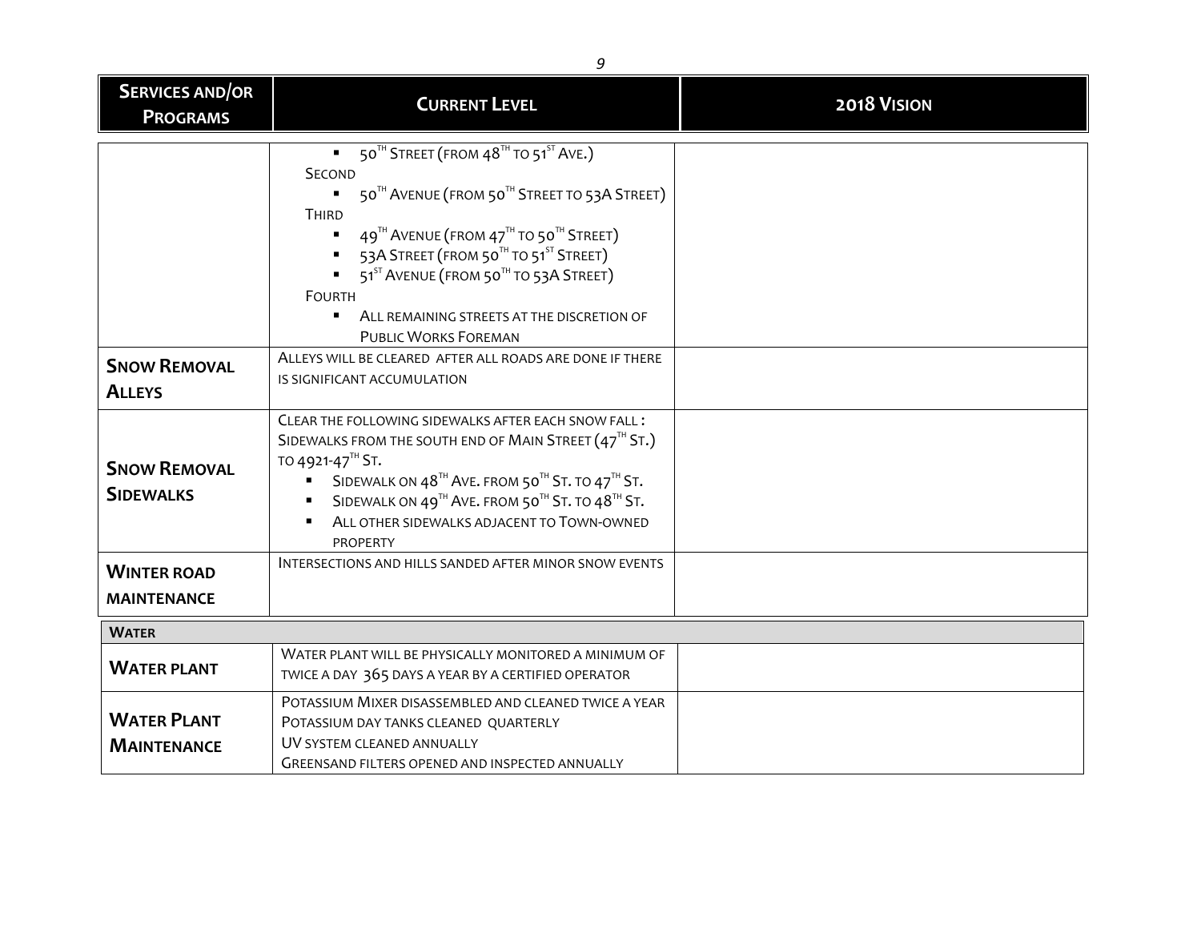| Services and/or Programs | Current Level | 2018 Vision |
|---|---|---|
| | ▪ 50th Street (from 48th to 51st Ave.)<br>Second<br>▪ 50th Avenue (from 50th Street to 53A Street)<br>Third<br>▪ 49th Avenue (from 47th to 50th Street)<br>▪ 53A Street (from 50th to 51st Street)<br>▪ 51st Avenue (from 50th to 53A Street)<br>Fourth<br>▪ All remaining streets at the discretion of Public Works Foreman | |
| **Snow Removal Alleys** | Alleys will be cleared after all roads are done if there is significant accumulation | |
| **Snow Removal Sidewalks** | Clear the following sidewalks after each snow fall :<br>Sidewalks from the south end of Main Street (47th St.) to 4921-47th St.<br>▪ Sidewalk on 48th Ave. from 50th St. to 47th St.<br>▪ Sidewalk on 49th Ave. from 50th St. to 48th St.<br>▪ All other sidewalks adjacent to Town-owned property | |
| **Winter road maintenance** | Intersections and hills sanded after minor snow events | |
| **Water** | | |
| **Water plant** | Water plant will be physically monitored a minimum of twice a day 365 days a year by a certified operator | |
| **Water Plant Maintenance** | Potassium Mixer disassembled and cleaned twice a year<br>Potassium day tanks cleaned quarterly<br>UV system cleaned annually<br>Greensand filters opened and inspected annually | |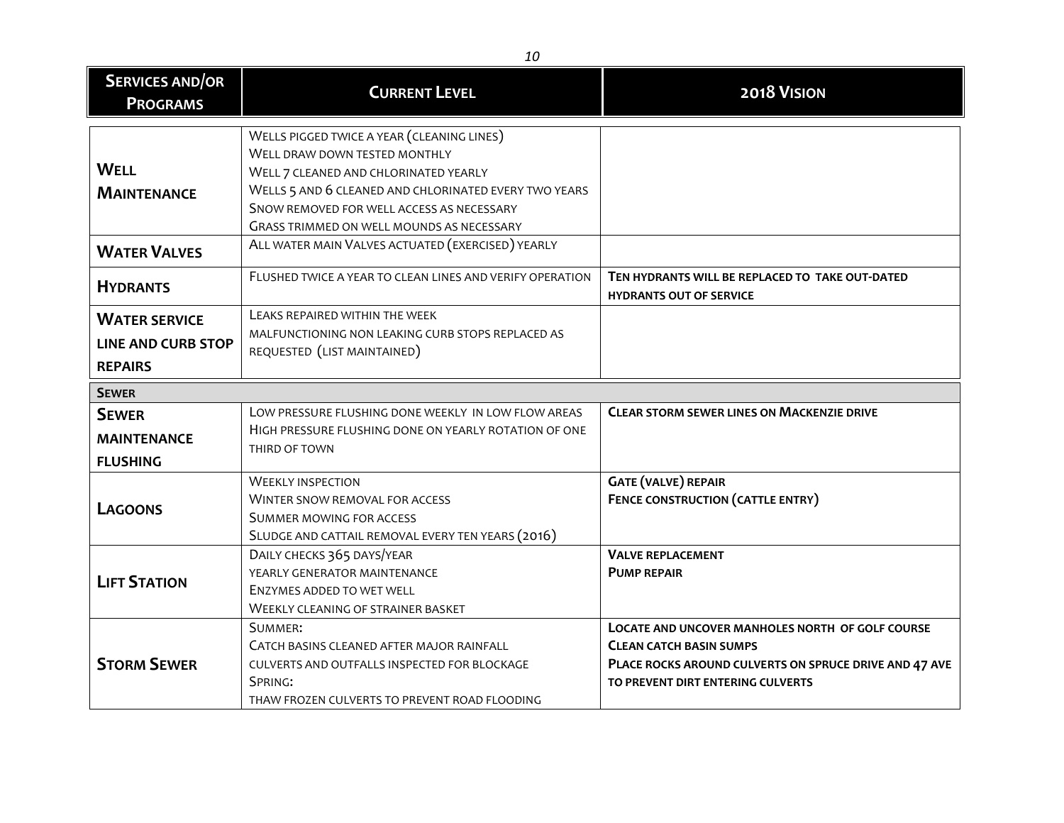| Services and/or Programs | Current Level | 2018 Vision |
|---|---|---|
| **Well Maintenance** | Wells pigged twice a year (cleaning lines)<br>Well draw down tested monthly<br>Well 7 cleaned and chlorinated yearly<br>Wells 5 and 6 cleaned and chlorinated every two years<br>Snow removed for well access as necessary<br>Grass trimmed on well mounds as necessary | |
| **Water Valves** | All water main Valves actuated (exercised) yearly | |
| **Hydrants** | Flushed twice a year to clean lines and verify operation | **Ten hydrants will be replaced to take out-dated hydrants out of service** |
| **Water service line and curb stop repairs** | Leaks repaired within the week<br>malfunctioning non leaking curb stops replaced as requested (list maintained) | |
| **Sewer** | | |
| **Sewer maintenance flushing** | Low pressure flushing done weekly in low flow areas<br>High pressure flushing done on yearly rotation of one third of town | **Clear storm sewer lines on Mackenzie drive** |
| **Lagoons** | Weekly inspection<br>Winter snow removal for access<br>Summer mowing for access<br>Sludge and cattail removal every ten years (2016) | **Gate (valve) repair**<br>**Fence construction (cattle entry)** |
| **Lift Station** | Daily checks 365 days/year<br>yearly generator maintenance<br>Enzymes added to wet well<br>Weekly cleaning of strainer basket | **Valve replacement**<br>**Pump repair** |
| **Storm Sewer** | Summer:<br>Catch basins cleaned after major rainfall<br>culverts and outfalls inspected for blockage<br>Spring:<br>thaw frozen culverts to prevent road flooding | **Locate and uncover manholes north of golf course**<br>**Clean catch basin sumps**<br>**Place rocks around culverts on Spruce drive and 47 ave to prevent dirt entering culverts** |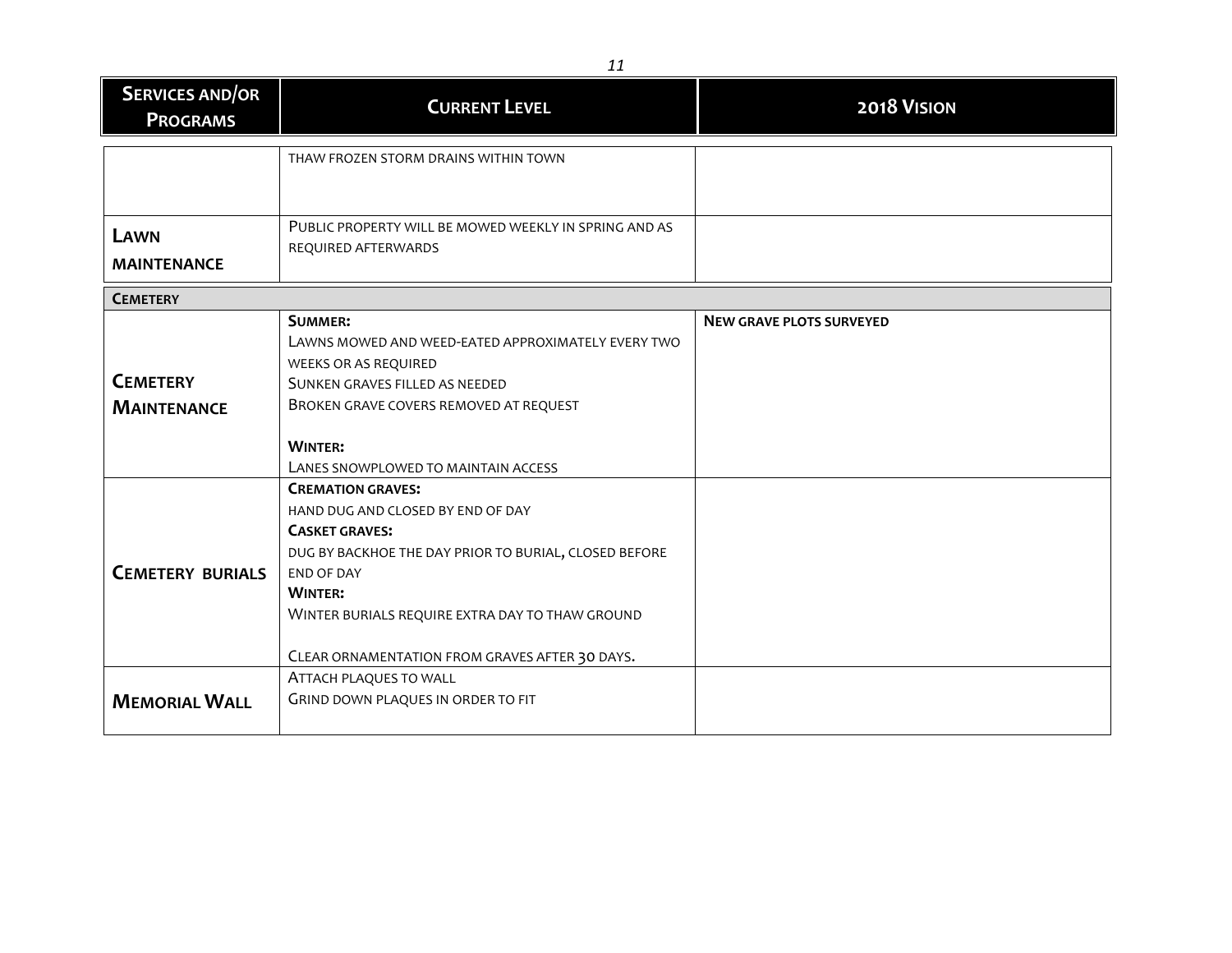| Services and/or Programs | Current Level | 2018 Vision |
|---|---|---|
| | THAW FROZEN STORM DRAINS WITHIN TOWN | |
| **Lawn maintenance** | PUBLIC PROPERTY WILL BE MOWED WEEKLY IN SPRING AND AS REQUIRED AFTERWARDS | |
| **Cemetery** | | |
| **Cemetery Maintenance** | **Summer:**<br>LAWNS MOWED AND WEED-EATED APPROXIMATELY EVERY TWO WEEKS OR AS REQUIRED<br>SUNKEN GRAVES FILLED AS NEEDED<br>BROKEN GRAVE COVERS REMOVED AT REQUEST<br><br>**Winter:**<br>LANES SNOWPLOWED TO MAINTAIN ACCESS | **NEW GRAVE PLOTS SURVEYED** |
| **Cemetery burials** | **Cremation graves:**<br>HAND DUG AND CLOSED BY END OF DAY<br>**Casket graves:**<br>DUG BY BACKHOE THE DAY PRIOR TO BURIAL, CLOSED BEFORE END OF DAY<br>**Winter:**<br>WINTER BURIALS REQUIRE EXTRA DAY TO THAW GROUND<br><br>CLEAR ORNAMENTATION FROM GRAVES AFTER 30 DAYS. | |
| **Memorial Wall** | ATTACH PLAQUES TO WALL<br>GRIND DOWN PLAQUES IN ORDER TO FIT | |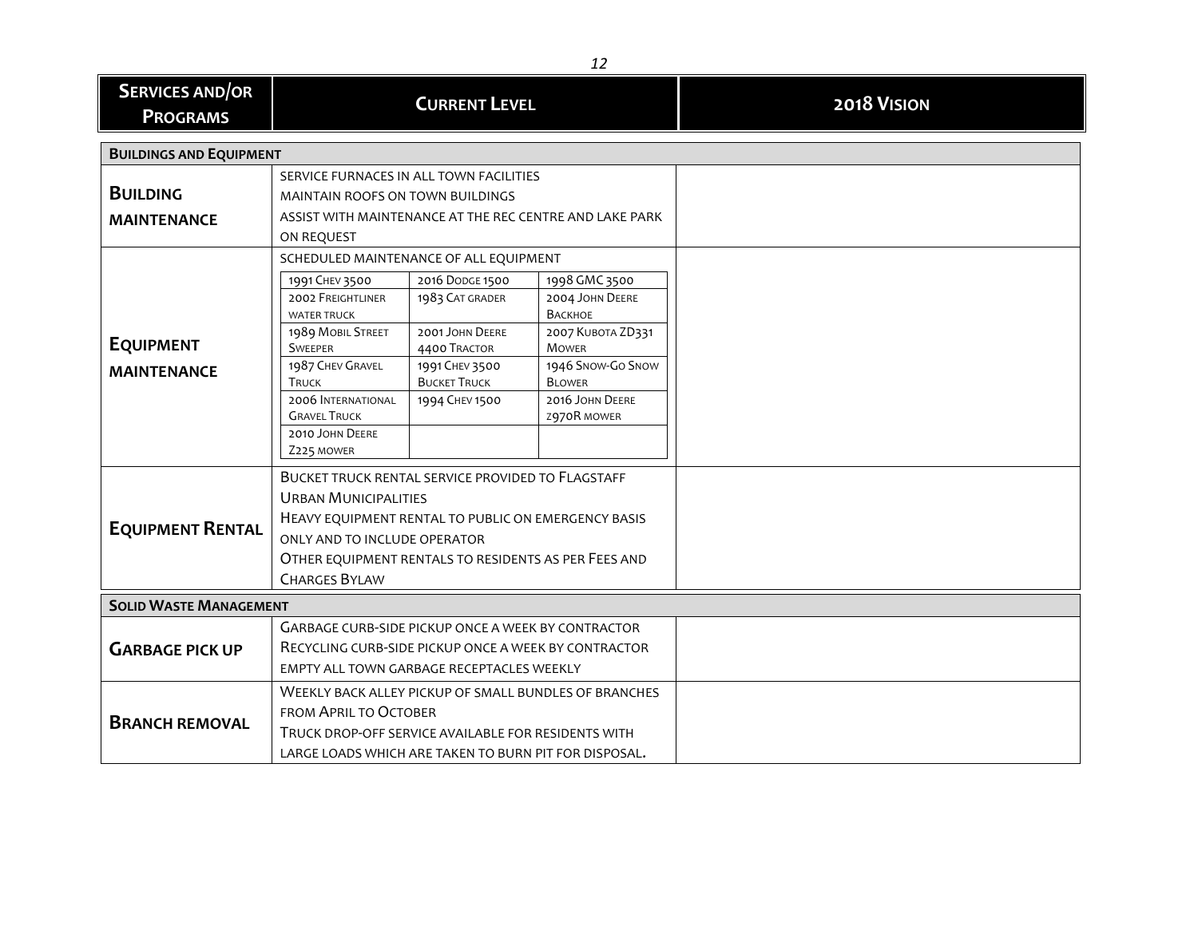| Services and/or Programs | Current Level | 2018 Vision |
|---|---|---|
| **Buildings and Equipment** | | |
| **Building Maintenance** | Service furnaces in all town facilities<br>Maintain roofs on town buildings<br>Assist with maintenance at the rec centre and lake park on request | |
| **Equipment Maintenance** | Scheduled maintenance of all equipment<br>1991 Chev 3500; 2016 Dodge 1500; 1998 GMC 3500; 2002 Freightliner water truck; 1983 Cat grader; 2004 John Deere Backhoe; 1989 Mobil Street Sweeper; 2001 John Deere 4400 Tractor; 2007 Kubota ZD331 Mower; 1987 Chev Gravel Truck; 1991 Chev 3500 Bucket Truck; 1946 Snow-Go Snow Blower; 2006 International Gravel Truck; 1994 Chev 1500; 2016 John Deere Z970R mower; 2010 John Deere Z225 mower | |
| **Equipment Rental** | Bucket truck rental service provided to Flagstaff Urban Municipalities<br>Heavy equipment rental to public on emergency basis only and to include operator<br>Other equipment rentals to residents as per Fees and Charges Bylaw | |
| **Solid Waste Management** | | |
| **Garbage pick up** | Garbage curb-side pickup once a week by contractor<br>Recycling curb-side pickup once a week by contractor<br>Empty all town garbage receptacles weekly | |
| **Branch removal** | Weekly back alley pickup of small bundles of branches from April to October<br>Truck drop-off service available for residents with large loads which are taken to burn pit for disposal. | |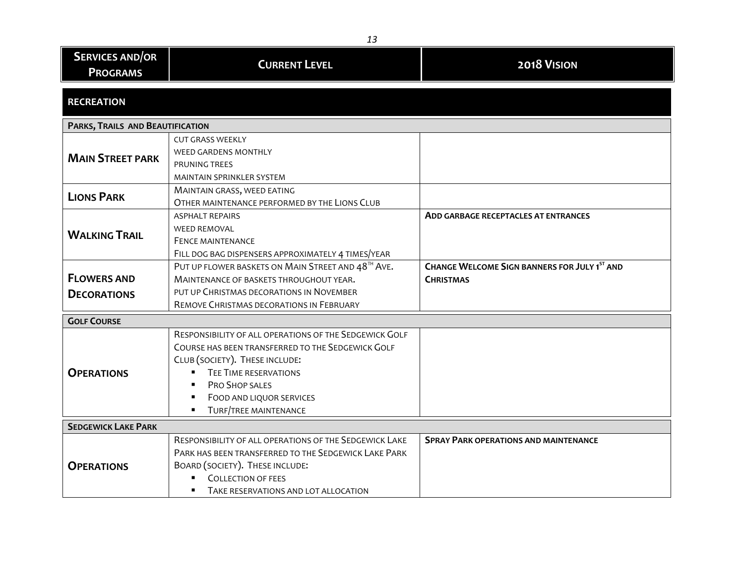| Services and/or Programs | Current Level | 2018 Vision |
|---|---|---|
| **RECREATION** | | |
| **Parks, Trails and Beautification** | | |
| **Main Street park** | cut grass weekly<br>weed gardens monthly<br>pruning trees<br>maintain sprinkler system | |
| **Lions Park** | Maintain grass, weed eating<br>Other maintenance performed by the Lions Club | |
| **Walking Trail** | asphalt repairs<br>weed removal<br>Fence maintenance<br>Fill dog bag dispensers approximately 4 times/year | **Add garbage receptacles at entrances** |
| **Flowers and Decorations** | Put up flower baskets on Main Street and 48th Ave.<br>Maintenance of baskets throughout year.<br>put up Christmas decorations in November<br>Remove Christmas decorations in February | **Change Welcome Sign banners for July 1st and Christmas** |
| **Golf Course** | | |
| **Operations** | Responsibility of all operations of the Sedgewick Golf Course has been transferred to the Sedgewick Golf Club (society). These include:<br>▪ Tee Time reservations<br>▪ Pro Shop sales<br>▪ Food and liquor services<br>▪ Turf/tree maintenance | |
| **Sedgewick Lake Park** | | |
| **Operations** | Responsibility of all operations of the Sedgewick Lake Park has been transferred to the Sedgewick Lake Park Board (society). These include:<br>▪ Collection of fees<br>▪ Take reservations and lot allocation | **Spray Park operations and maintenance** |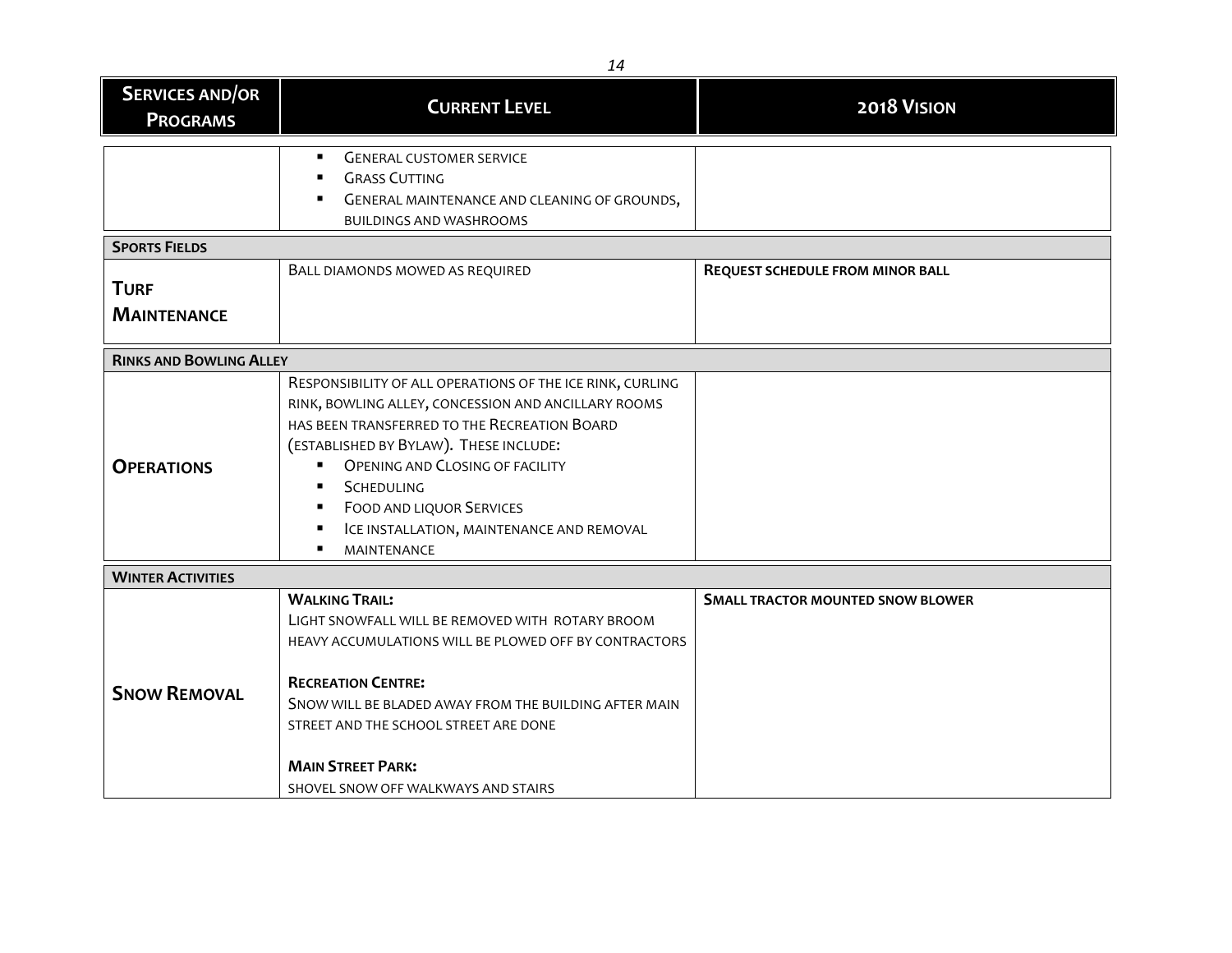| Services and/or Programs | Current Level | 2018 Vision |
|---|---|---|
| | ▪ General customer service<br>▪ Grass Cutting<br>▪ General maintenance and cleaning of grounds, buildings and washrooms | |
| **Sports Fields** | | |
| **Turf Maintenance** | Ball diamonds mowed as required | **Request schedule from minor ball** |
| **Rinks and Bowling Alley** | | |
| **Operations** | Responsibility of all operations of the ice rink, curling rink, bowling alley, concession and ancillary rooms has been transferred to the Recreation Board (established by Bylaw). These include:<br>▪ Opening and Closing of facility<br>▪ Scheduling<br>▪ Food and liquor Services<br>▪ Ice installation, maintenance and removal<br>▪ maintenance | |
| **Winter Activities** | | |
| **Snow Removal** | **Walking Trail:**<br>Light snowfall will be removed with rotary broom heavy accumulations will be plowed off by contractors<br><br>**Recreation Centre:**<br>Snow will be bladed away from the building after main street and the school street are done<br><br>**Main Street Park:**<br>shovel snow off walkways and stairs | **Small tractor mounted snow blower** |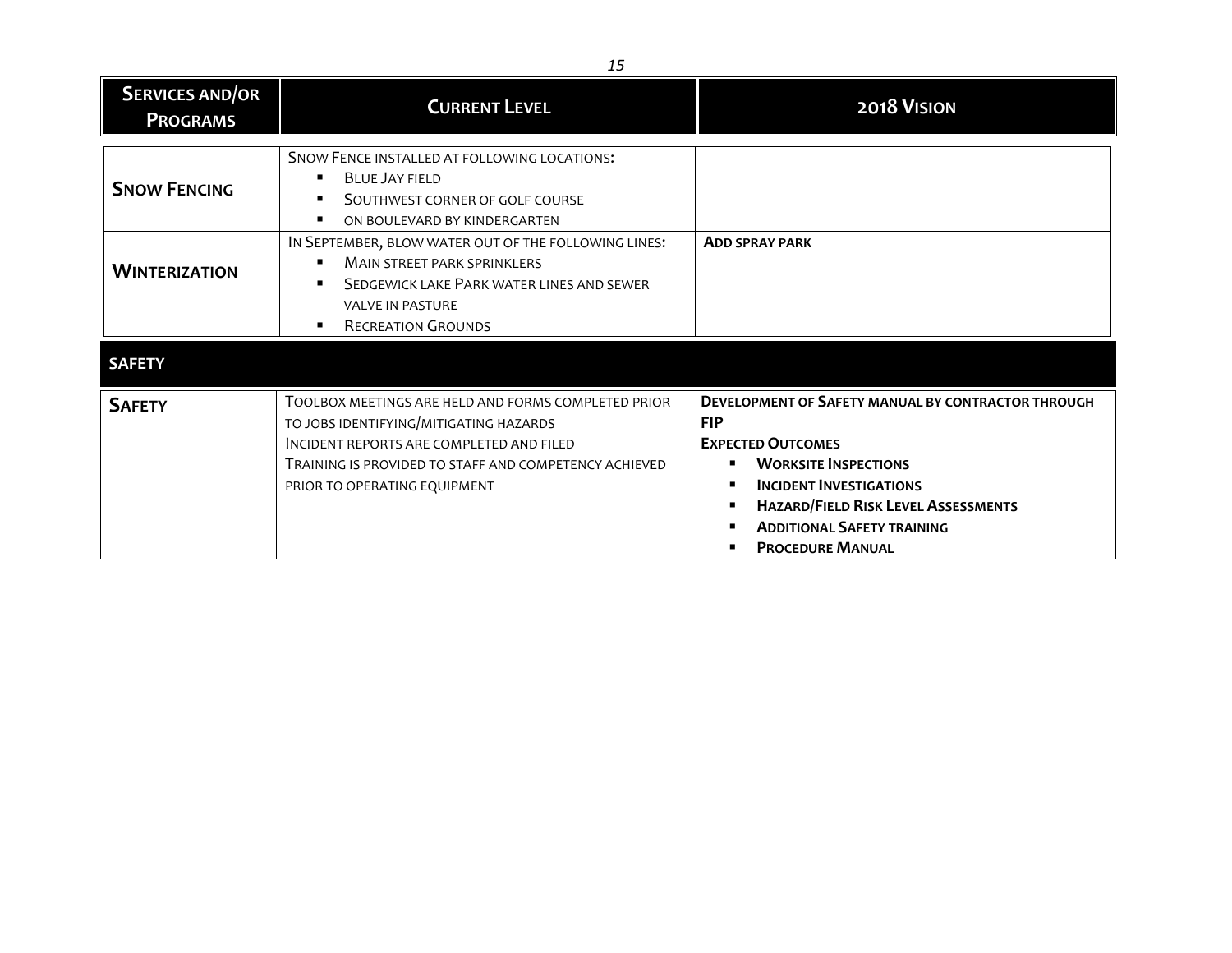| Services and/or Programs | Current Level | 2018 Vision |
|---|---|---|
| **Snow Fencing** | Snow Fence installed at following locations:<br>▪ Blue Jay field<br>▪ Southwest corner of golf course<br>▪ on boulevard by kindergarten | |
| **Winterization** | In September, blow water out of the following lines:<br>▪ Main street park sprinklers<br>▪ Sedgewick lake Park water lines and sewer valve in pasture<br>▪ Recreation Grounds | **Add spray park** |
| **SAFETY** | | |
| **Safety** | Toolbox meetings are held and forms completed prior to jobs identifying/mitigating hazards<br>Incident reports are completed and filed<br>Training is provided to staff and competency achieved prior to operating equipment | **Development of Safety manual by contractor through FIP**<br>**Expected Outcomes**<br>▪ **Worksite Inspections**<br>▪ **Incident Investigations**<br>▪ **Hazard/Field Risk Level Assessments**<br>▪ **Additional Safety training**<br>▪ **Procedure Manual** |